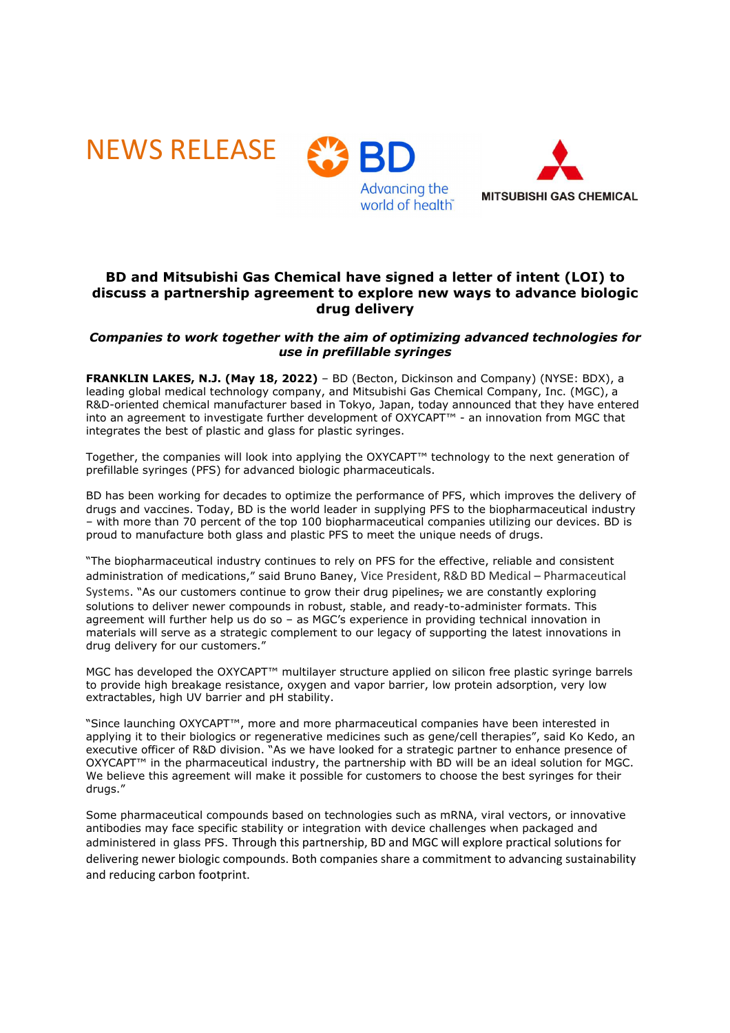NEWS RELEASE

BD Advancing the world of health

MITSUBISHI GAS CHEMICAL

## BD and Mitsubishi Gas Chemical have signed a letter of intent (LOI) to discuss a partnership agreement to explore new ways to advance biologic drug delivery

### *Companies to work together with the aim of optimizing advanced technologies for use in prefillable syringes*

**FRANKLIN LAKES, N.J. (May 18, 2022)** – BD (Becton, Dickinson and Company) (NYSE: BDX), a leading global medical technology company, and Mitsubishi Gas Chemical Company, Inc. (MGC), a R&D-oriented chemical manufacturer based in Tokyo, Japan, today announced that they have entered into an agreement to investigate further development of OXYCAPT™ - an innovation from MGC that integrates the best of plastic and glass for plastic syringes.

Together, the companies will look into applying the OXYCAPT™ technology to the next generation of prefillable syringes (PFS) for advanced biologic pharmaceuticals.

BD has been working for decades to optimize the performance of PFS, which improves the delivery of drugs and vaccines. Today, BD is the world leader in supplying PFS to the biopharmaceutical industry – with more than 70 percent of the top 100 biopharmaceutical companies utilizing our devices. BD is proud to manufacture both glass and plastic PFS to meet the unique needs of drugs.

"The biopharmaceutical industry continues to rely on PFS for the effective, reliable and consistent administration of medications," said Bruno Baney, Vice President, R&D BD Medical – Pharmaceutical Systems. "As our customers continue to grow their drug pipelines, we are constantly exploring solutions to deliver newer compounds in robust, stable, and ready-to-administer formats. This agreement will further help us do so – as MGC's experience in providing technical innovation in materials will serve as a strategic complement to our legacy of supporting the latest innovations in drug delivery for our customers."

MGC has developed the OXYCAPT™ multilayer structure applied on silicon free plastic syringe barrels to provide high breakage resistance, oxygen and vapor barrier, low protein adsorption, very low extractables, high UV barrier and pH stability.

"Since launching OXYCAPT™, more and more pharmaceutical companies have been interested in applying it to their biologics or regenerative medicines such as gene/cell therapies", said Ko Kedo, an executive officer of R&D division. "As we have looked for a strategic partner to enhance presence of OXYCAPT™ in the pharmaceutical industry, the partnership with BD will be an ideal solution for MGC. We believe this agreement will make it possible for customers to choose the best syringes for their drugs."

Some pharmaceutical compounds based on technologies such as mRNA, viral vectors, or innovative antibodies may face specific stability or integration with device challenges when packaged and administered in glass PFS. Through this partnership, BD and MGC will explore practical solutions for delivering newer biologic compounds. Both companies share a commitment to advancing sustainability and reducing carbon footprint.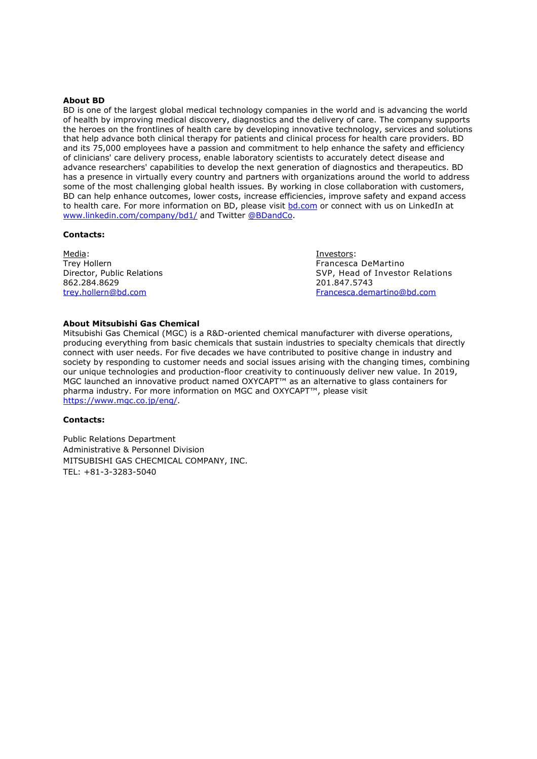**About BD**

BD is one of the largest global medical technology companies in the world and is advancing the world of health by improving medical discovery, diagnostics and the delivery of care. The company supports the heroes on the frontlines of health care by developing innovative technology, services and solutions that help advance both clinical therapy for patients and clinical process for health care providers. BD and its 75,000 employees have a passion and commitment to help enhance the safety and efficiency of clinicians' care delivery process, enable laboratory scientists to accurately detect disease and advance researchers' capabilities to develop the next generation of diagnostics and therapeutics. BD has a presence in virtually every country and partners with organizations around the world to address some of the most challenging global health issues. By working in close collaboration with customers, BD can help enhance outcomes, lower costs, increase efficiencies, improve safety and expand access to health care. For more information on BD, please visit [bd.com](bd.com) or connect with us on LinkedIn at [www.linkedin.com/company/bd1/](www.linkedin.com/company/bd1/) and Twitter [@BDandCo](@BDandCo).

**Contacts:**

Media:
Trey Hollern
Director, Public Relations
862.284.8629
trey.hollern@bd.com

Investors:
Francesca DeMartino
SVP, Head of Investor Relations
201.847.5743
Francesca.demartino@bd.com

**About Mitsubishi Gas Chemical**

Mitsubishi Gas Chemical (MGC) is a R&D-oriented chemical manufacturer with diverse operations, producing everything from basic chemicals that sustain industries to specialty chemicals that directly connect with user needs. For five decades we have contributed to positive change in industry and society by responding to customer needs and social issues arising with the changing times, combining our unique technologies and production-floor creativity to continuously deliver new value. In 2019, MGC launched an innovative product named OXYCAPT™ as an alternative to glass containers for pharma industry. For more information on MGC and OXYCAPT™, please visit [https://www.mgc.co.jp/eng/](https://www.mgc.co.jp/eng/).

**Contacts:**

Public Relations Department
Administrative & Personnel Division
MITSUBISHI GAS CHECMICAL COMPANY, INC.
TEL: +81-3-3283-5040